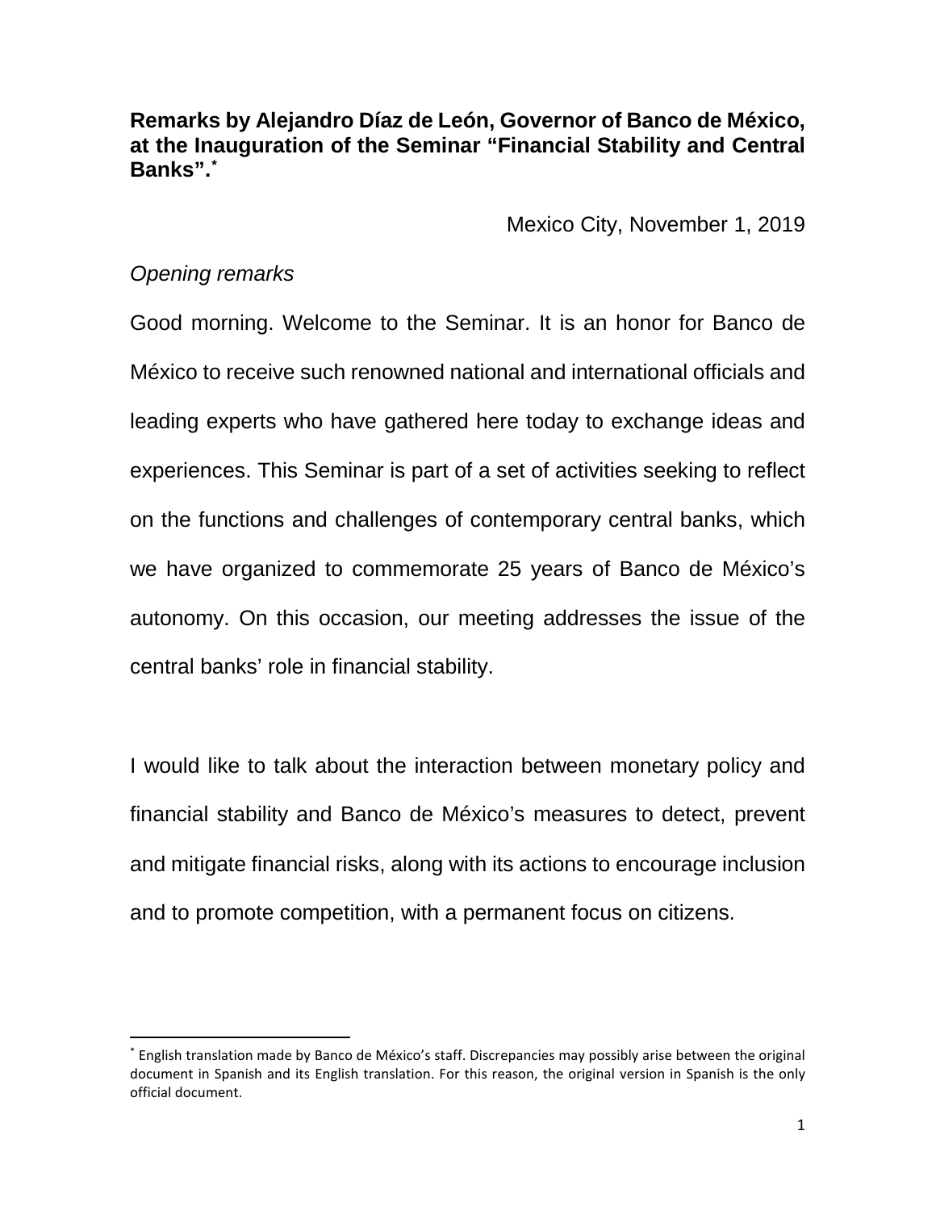**Remarks by Alejandro Díaz de León, Governor of Banco de México, at the Inauguration of the Seminar "Financial Stability and Central Banks".[*]**

Mexico City, November 1, 2019

*Opening remarks*

Good morning. Welcome to the Seminar. It is an honor for Banco de México to receive such renowned national and international officials and leading experts who have gathered here today to exchange ideas and experiences. This Seminar is part of a set of activities seeking to reflect on the functions and challenges of contemporary central banks, which we have organized to commemorate 25 years of Banco de México's autonomy. On this occasion, our meeting addresses the issue of the central banks' role in financial stability.

I would like to talk about the interaction between monetary policy and financial stability and Banco de México's measures to detect, prevent and mitigate financial risks, along with its actions to encourage inclusion and to promote competition, with a permanent focus on citizens.

---

[*] English translation made by Banco de México's staff. Discrepancies may possibly arise between the original document in Spanish and its English translation. For this reason, the original version in Spanish is the only official document.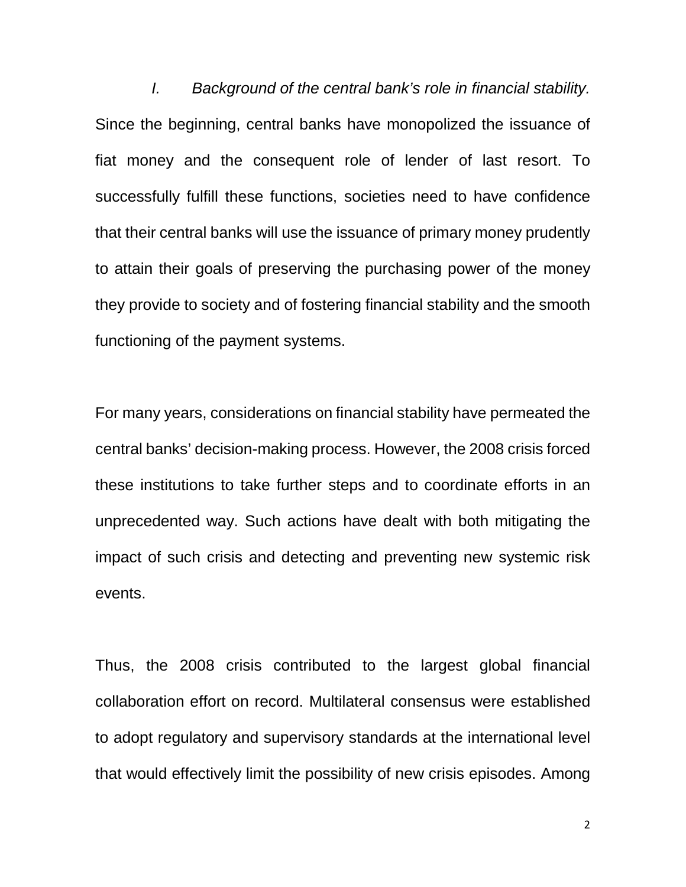## *I. Background of the central bank's role in financial stability.*

Since the beginning, central banks have monopolized the issuance of fiat money and the consequent role of lender of last resort. To successfully fulfill these functions, societies need to have confidence that their central banks will use the issuance of primary money prudently to attain their goals of preserving the purchasing power of the money they provide to society and of fostering financial stability and the smooth functioning of the payment systems.

For many years, considerations on financial stability have permeated the central banks' decision-making process. However, the 2008 crisis forced these institutions to take further steps and to coordinate efforts in an unprecedented way. Such actions have dealt with both mitigating the impact of such crisis and detecting and preventing new systemic risk events.

Thus, the 2008 crisis contributed to the largest global financial collaboration effort on record. Multilateral consensus were established to adopt regulatory and supervisory standards at the international level that would effectively limit the possibility of new crisis episodes. Among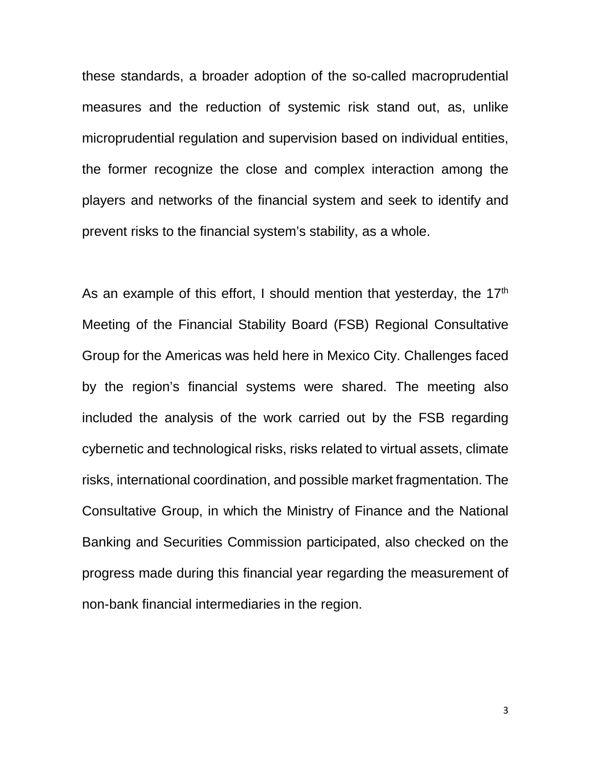these standards, a broader adoption of the so-called macroprudential measures and the reduction of systemic risk stand out, as, unlike microprudential regulation and supervision based on individual entities, the former recognize the close and complex interaction among the players and networks of the financial system and seek to identify and prevent risks to the financial system's stability, as a whole.

As an example of this effort, I should mention that yesterday, the 17th Meeting of the Financial Stability Board (FSB) Regional Consultative Group for the Americas was held here in Mexico City. Challenges faced by the region's financial systems were shared. The meeting also included the analysis of the work carried out by the FSB regarding cybernetic and technological risks, risks related to virtual assets, climate risks, international coordination, and possible market fragmentation. The Consultative Group, in which the Ministry of Finance and the National Banking and Securities Commission participated, also checked on the progress made during this financial year regarding the measurement of non-bank financial intermediaries in the region.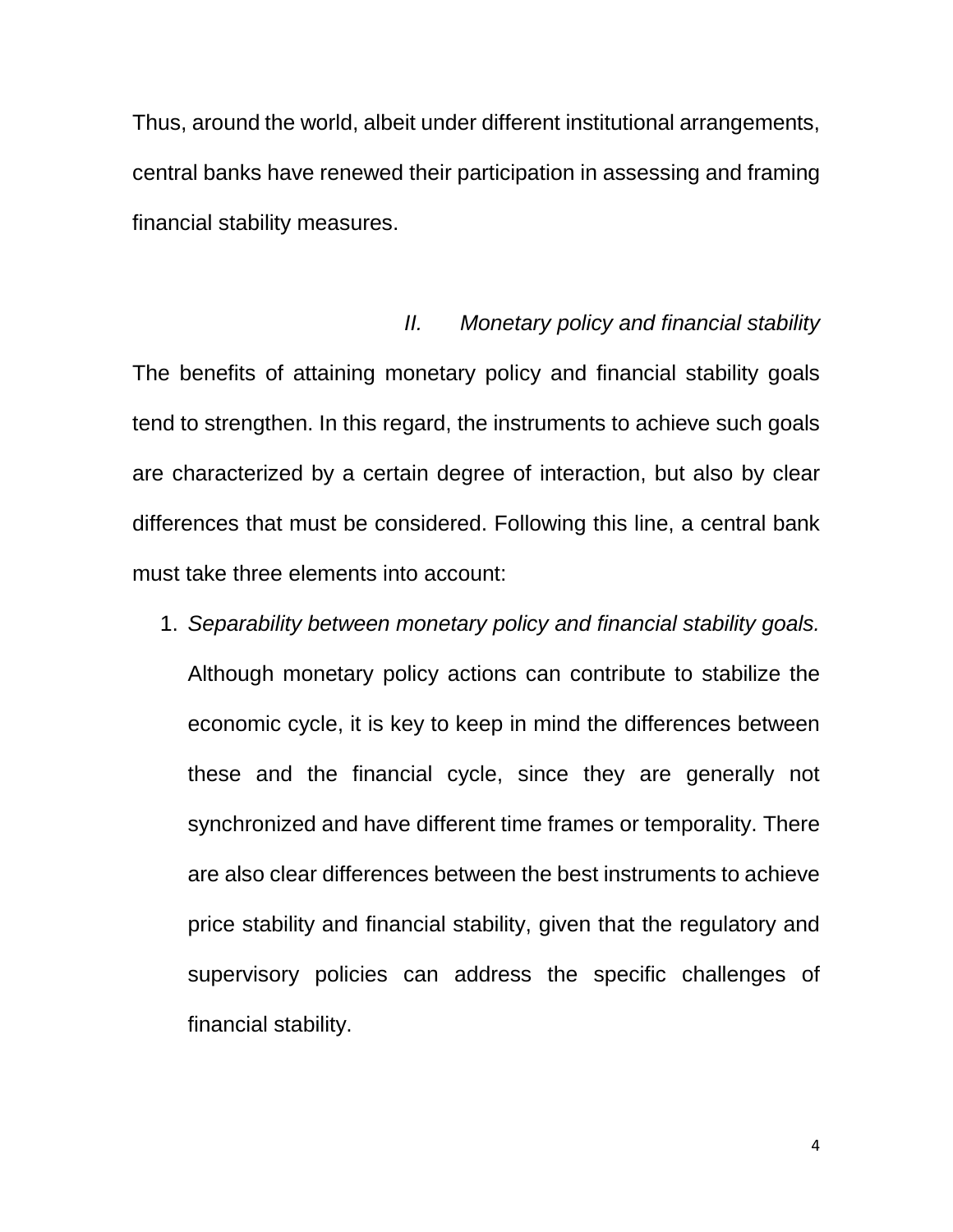Thus, around the world, albeit under different institutional arrangements, central banks have renewed their participation in assessing and framing financial stability measures.

## *II. Monetary policy and financial stability*

The benefits of attaining monetary policy and financial stability goals tend to strengthen. In this regard, the instruments to achieve such goals are characterized by a certain degree of interaction, but also by clear differences that must be considered. Following this line, a central bank must take three elements into account:

1. *Separability between monetary policy and financial stability goals.* Although monetary policy actions can contribute to stabilize the economic cycle, it is key to keep in mind the differences between these and the financial cycle, since they are generally not synchronized and have different time frames or temporality. There are also clear differences between the best instruments to achieve price stability and financial stability, given that the regulatory and supervisory policies can address the specific challenges of financial stability.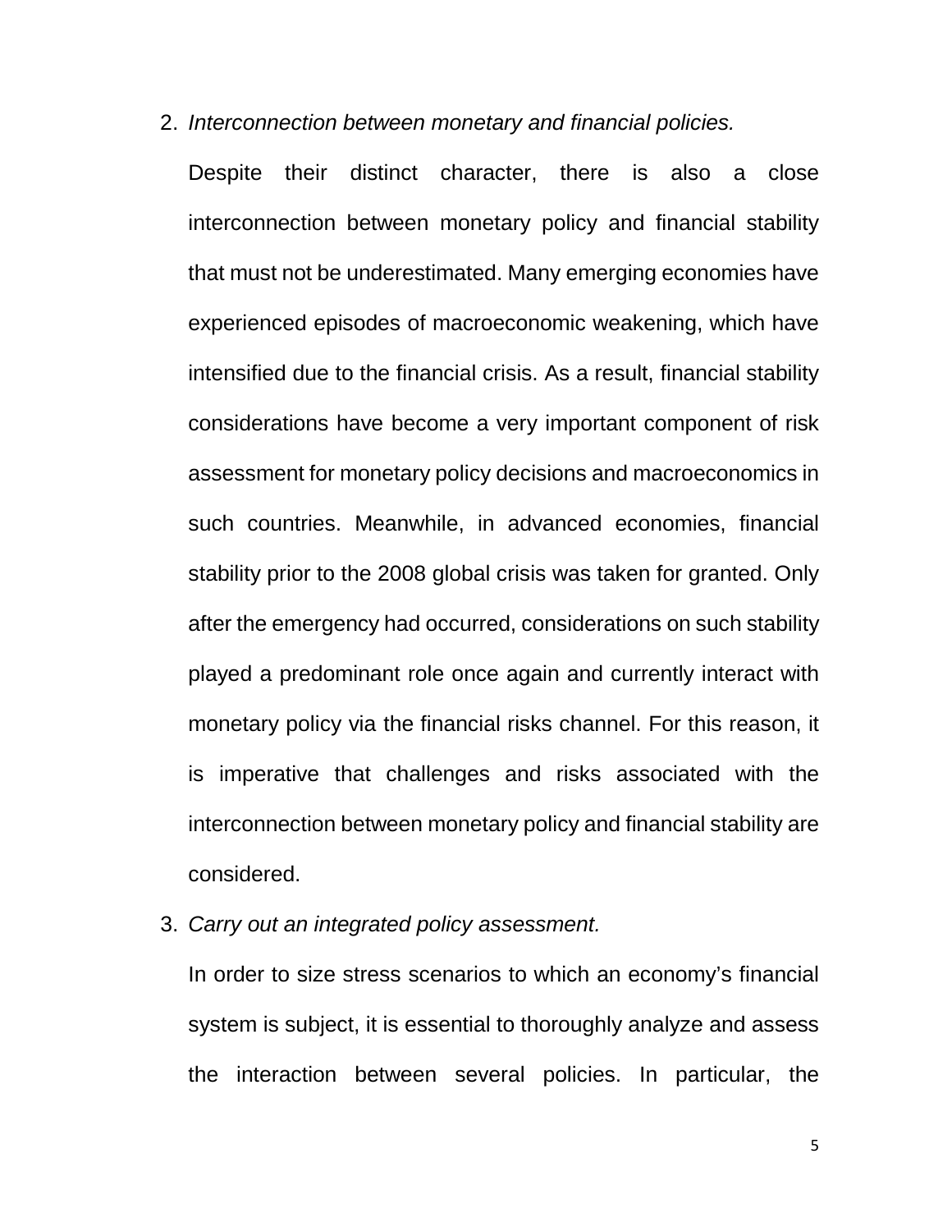2. *Interconnection between monetary and financial policies.*

   Despite their distinct character, there is also a close interconnection between monetary policy and financial stability that must not be underestimated. Many emerging economies have experienced episodes of macroeconomic weakening, which have intensified due to the financial crisis. As a result, financial stability considerations have become a very important component of risk assessment for monetary policy decisions and macroeconomics in such countries. Meanwhile, in advanced economies, financial stability prior to the 2008 global crisis was taken for granted. Only after the emergency had occurred, considerations on such stability played a predominant role once again and currently interact with monetary policy via the financial risks channel. For this reason, it is imperative that challenges and risks associated with the interconnection between monetary policy and financial stability are considered.

3. *Carry out an integrated policy assessment.*

   In order to size stress scenarios to which an economy's financial system is subject, it is essential to thoroughly analyze and assess the interaction between several policies. In particular, the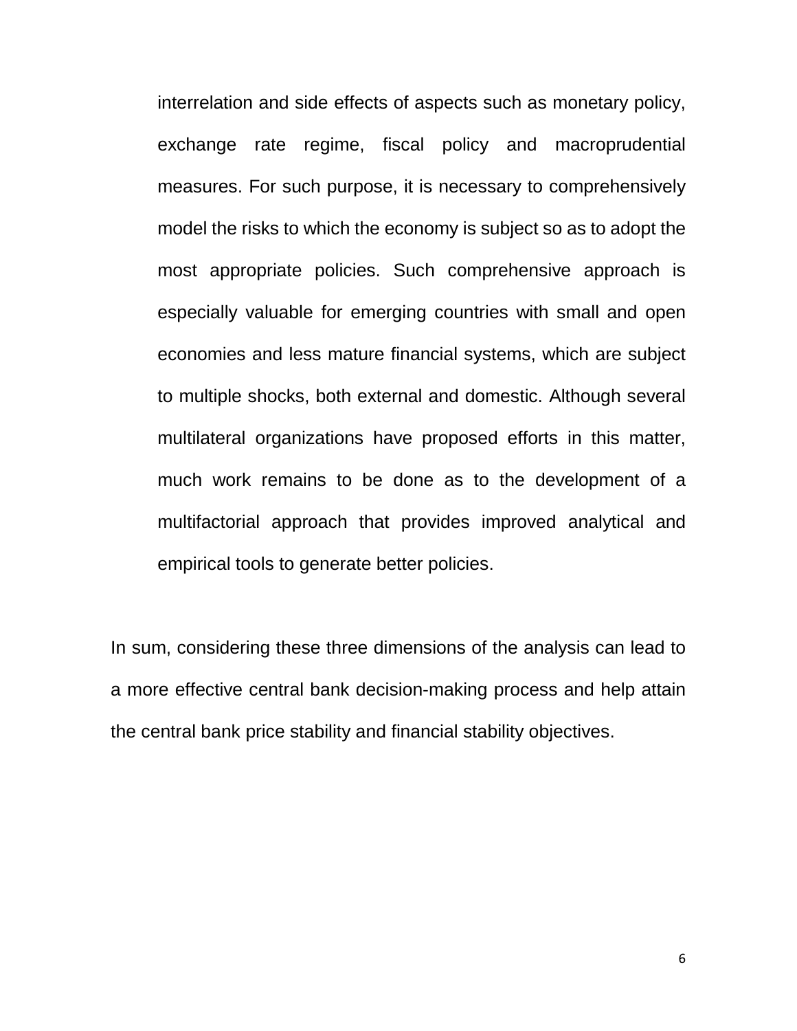interrelation and side effects of aspects such as monetary policy, exchange rate regime, fiscal policy and macroprudential measures. For such purpose, it is necessary to comprehensively model the risks to which the economy is subject so as to adopt the most appropriate policies. Such comprehensive approach is especially valuable for emerging countries with small and open economies and less mature financial systems, which are subject to multiple shocks, both external and domestic. Although several multilateral organizations have proposed efforts in this matter, much work remains to be done as to the development of a multifactorial approach that provides improved analytical and empirical tools to generate better policies.

In sum, considering these three dimensions of the analysis can lead to a more effective central bank decision-making process and help attain the central bank price stability and financial stability objectives.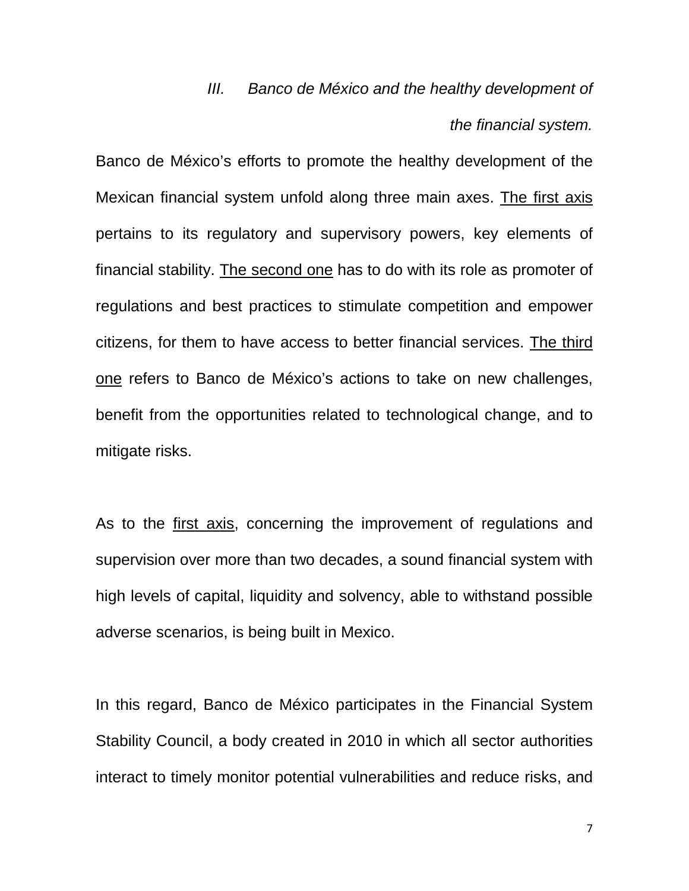### *III. Banco de México and the healthy development of the financial system.*

Banco de México's efforts to promote the healthy development of the Mexican financial system unfold along three main axes. <u>The first axis</u> pertains to its regulatory and supervisory powers, key elements of financial stability. <u>The second one</u> has to do with its role as promoter of regulations and best practices to stimulate competition and empower citizens, for them to have access to better financial services. <u>The third one</u> refers to Banco de México's actions to take on new challenges, benefit from the opportunities related to technological change, and to mitigate risks.

As to the <u>first axis</u>, concerning the improvement of regulations and supervision over more than two decades, a sound financial system with high levels of capital, liquidity and solvency, able to withstand possible adverse scenarios, is being built in Mexico.

In this regard, Banco de México participates in the Financial System Stability Council, a body created in 2010 in which all sector authorities interact to timely monitor potential vulnerabilities and reduce risks, and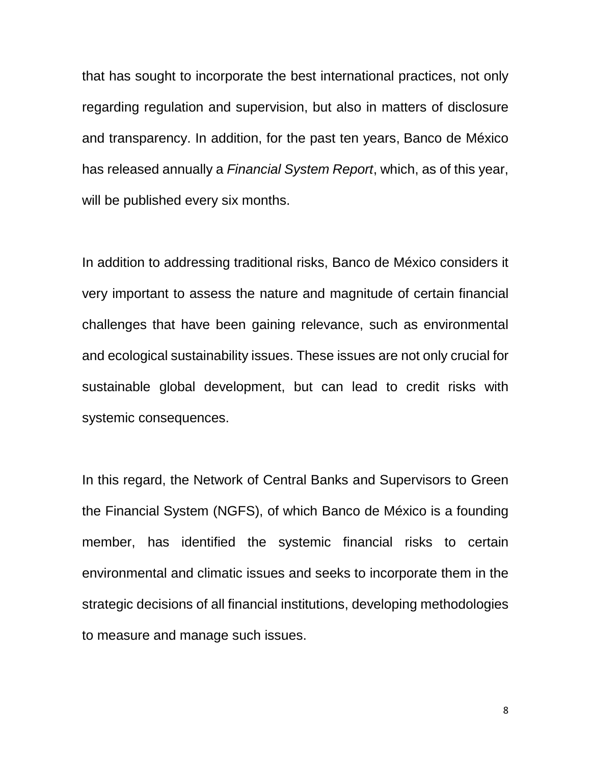that has sought to incorporate the best international practices, not only regarding regulation and supervision, but also in matters of disclosure and transparency. In addition, for the past ten years, Banco de México has released annually a *Financial System Report*, which, as of this year, will be published every six months.

In addition to addressing traditional risks, Banco de México considers it very important to assess the nature and magnitude of certain financial challenges that have been gaining relevance, such as environmental and ecological sustainability issues. These issues are not only crucial for sustainable global development, but can lead to credit risks with systemic consequences.

In this regard, the Network of Central Banks and Supervisors to Green the Financial System (NGFS), of which Banco de México is a founding member, has identified the systemic financial risks to certain environmental and climatic issues and seeks to incorporate them in the strategic decisions of all financial institutions, developing methodologies to measure and manage such issues.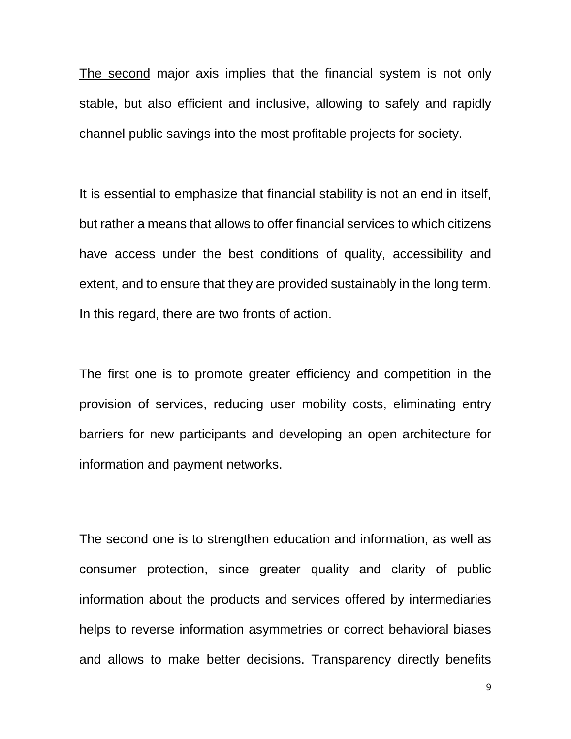<u>The second</u> major axis implies that the financial system is not only stable, but also efficient and inclusive, allowing to safely and rapidly channel public savings into the most profitable projects for society.

It is essential to emphasize that financial stability is not an end in itself, but rather a means that allows to offer financial services to which citizens have access under the best conditions of quality, accessibility and extent, and to ensure that they are provided sustainably in the long term. In this regard, there are two fronts of action.

The first one is to promote greater efficiency and competition in the provision of services, reducing user mobility costs, eliminating entry barriers for new participants and developing an open architecture for information and payment networks.

The second one is to strengthen education and information, as well as consumer protection, since greater quality and clarity of public information about the products and services offered by intermediaries helps to reverse information asymmetries or correct behavioral biases and allows to make better decisions. Transparency directly benefits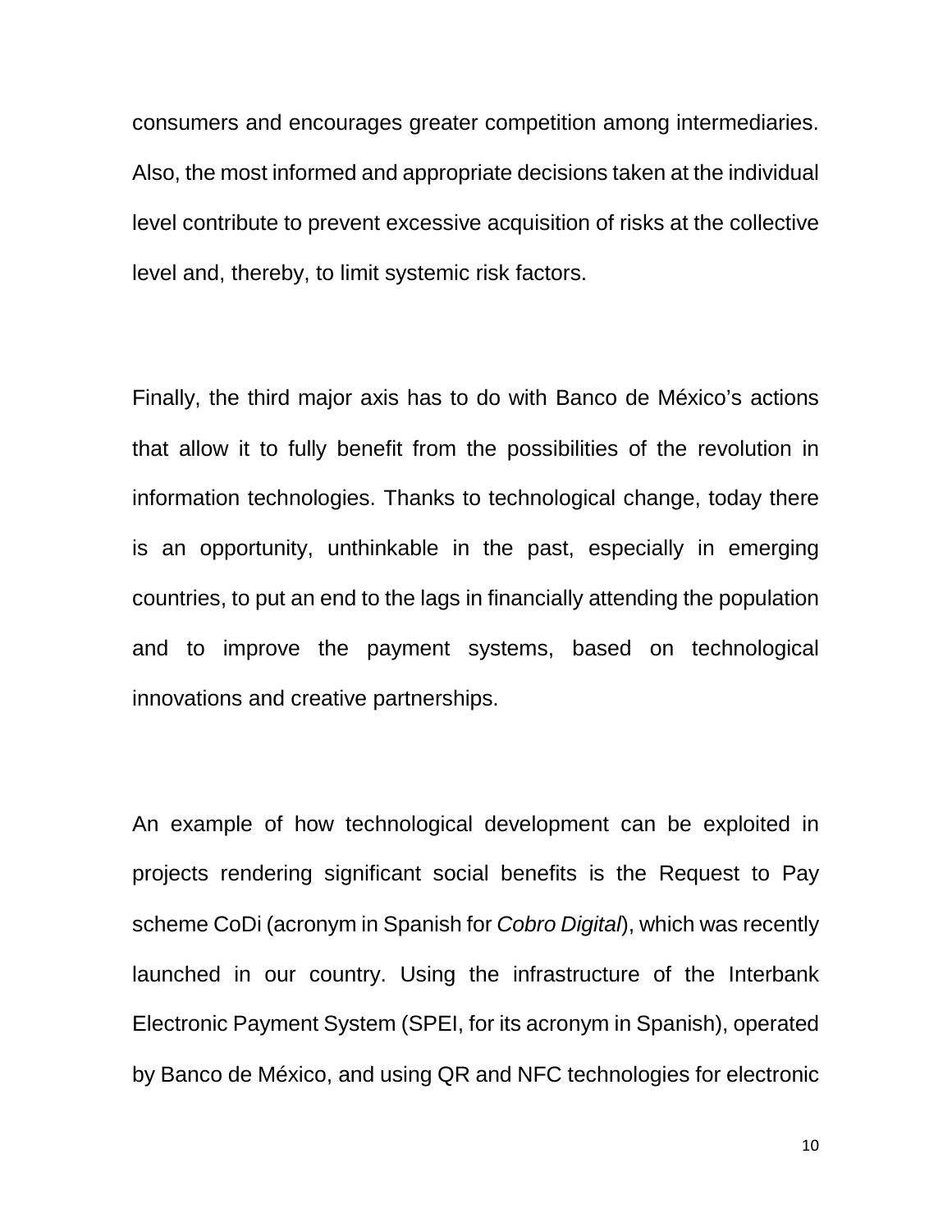consumers and encourages greater competition among intermediaries. Also, the most informed and appropriate decisions taken at the individual level contribute to prevent excessive acquisition of risks at the collective level and, thereby, to limit systemic risk factors.

Finally, the third major axis has to do with Banco de México's actions that allow it to fully benefit from the possibilities of the revolution in information technologies. Thanks to technological change, today there is an opportunity, unthinkable in the past, especially in emerging countries, to put an end to the lags in financially attending the population and to improve the payment systems, based on technological innovations and creative partnerships.

An example of how technological development can be exploited in projects rendering significant social benefits is the Request to Pay scheme CoDi (acronym in Spanish for *Cobro Digital*), which was recently launched in our country. Using the infrastructure of the Interbank Electronic Payment System (SPEI, for its acronym in Spanish), operated by Banco de México, and using QR and NFC technologies for electronic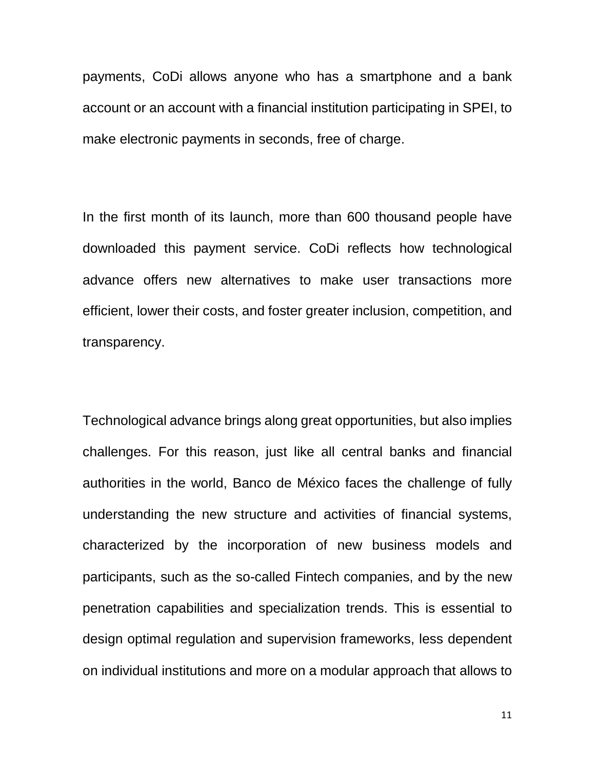payments, CoDi allows anyone who has a smartphone and a bank account or an account with a financial institution participating in SPEI, to make electronic payments in seconds, free of charge.

In the first month of its launch, more than 600 thousand people have downloaded this payment service. CoDi reflects how technological advance offers new alternatives to make user transactions more efficient, lower their costs, and foster greater inclusion, competition, and transparency.

Technological advance brings along great opportunities, but also implies challenges. For this reason, just like all central banks and financial authorities in the world, Banco de México faces the challenge of fully understanding the new structure and activities of financial systems, characterized by the incorporation of new business models and participants, such as the so-called Fintech companies, and by the new penetration capabilities and specialization trends. This is essential to design optimal regulation and supervision frameworks, less dependent on individual institutions and more on a modular approach that allows to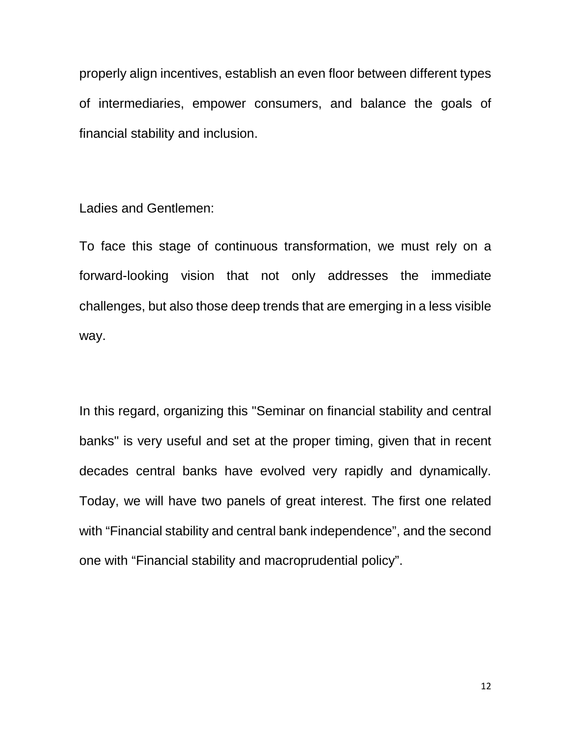properly align incentives, establish an even floor between different types of intermediaries, empower consumers, and balance the goals of financial stability and inclusion.

Ladies and Gentlemen:

To face this stage of continuous transformation, we must rely on a forward-looking vision that not only addresses the immediate challenges, but also those deep trends that are emerging in a less visible way.

In this regard, organizing this "Seminar on financial stability and central banks" is very useful and set at the proper timing, given that in recent decades central banks have evolved very rapidly and dynamically. Today, we will have two panels of great interest. The first one related with "Financial stability and central bank independence", and the second one with "Financial stability and macroprudential policy".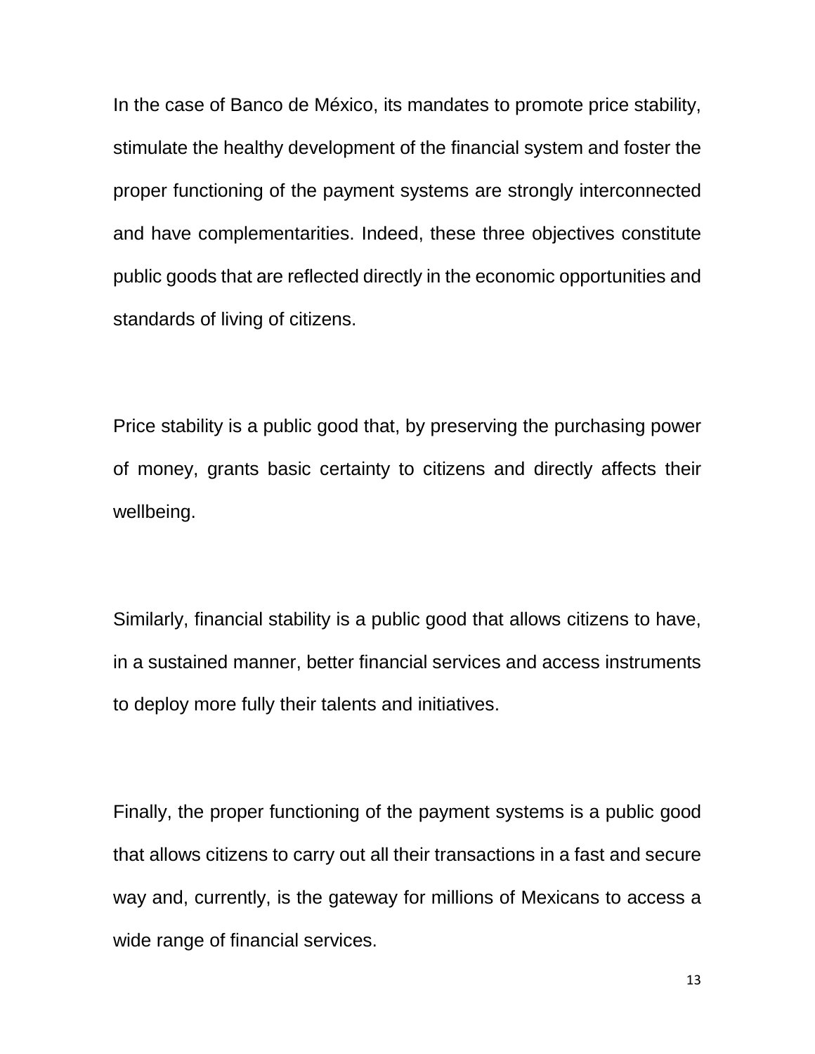In the case of Banco de México, its mandates to promote price stability, stimulate the healthy development of the financial system and foster the proper functioning of the payment systems are strongly interconnected and have complementarities. Indeed, these three objectives constitute public goods that are reflected directly in the economic opportunities and standards of living of citizens.

Price stability is a public good that, by preserving the purchasing power of money, grants basic certainty to citizens and directly affects their wellbeing.

Similarly, financial stability is a public good that allows citizens to have, in a sustained manner, better financial services and access instruments to deploy more fully their talents and initiatives.

Finally, the proper functioning of the payment systems is a public good that allows citizens to carry out all their transactions in a fast and secure way and, currently, is the gateway for millions of Mexicans to access a wide range of financial services.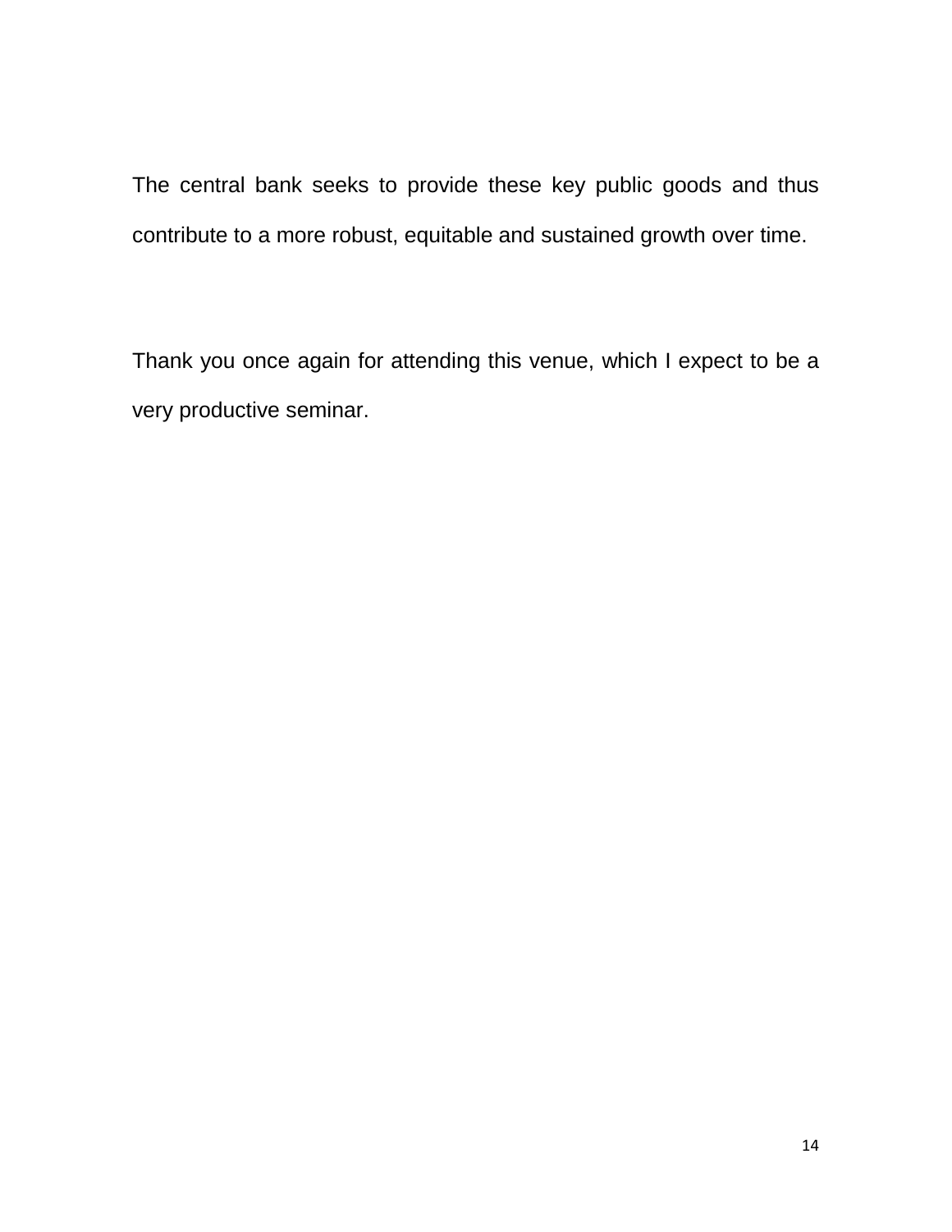The central bank seeks to provide these key public goods and thus contribute to a more robust, equitable and sustained growth over time.

Thank you once again for attending this venue, which I expect to be a very productive seminar.